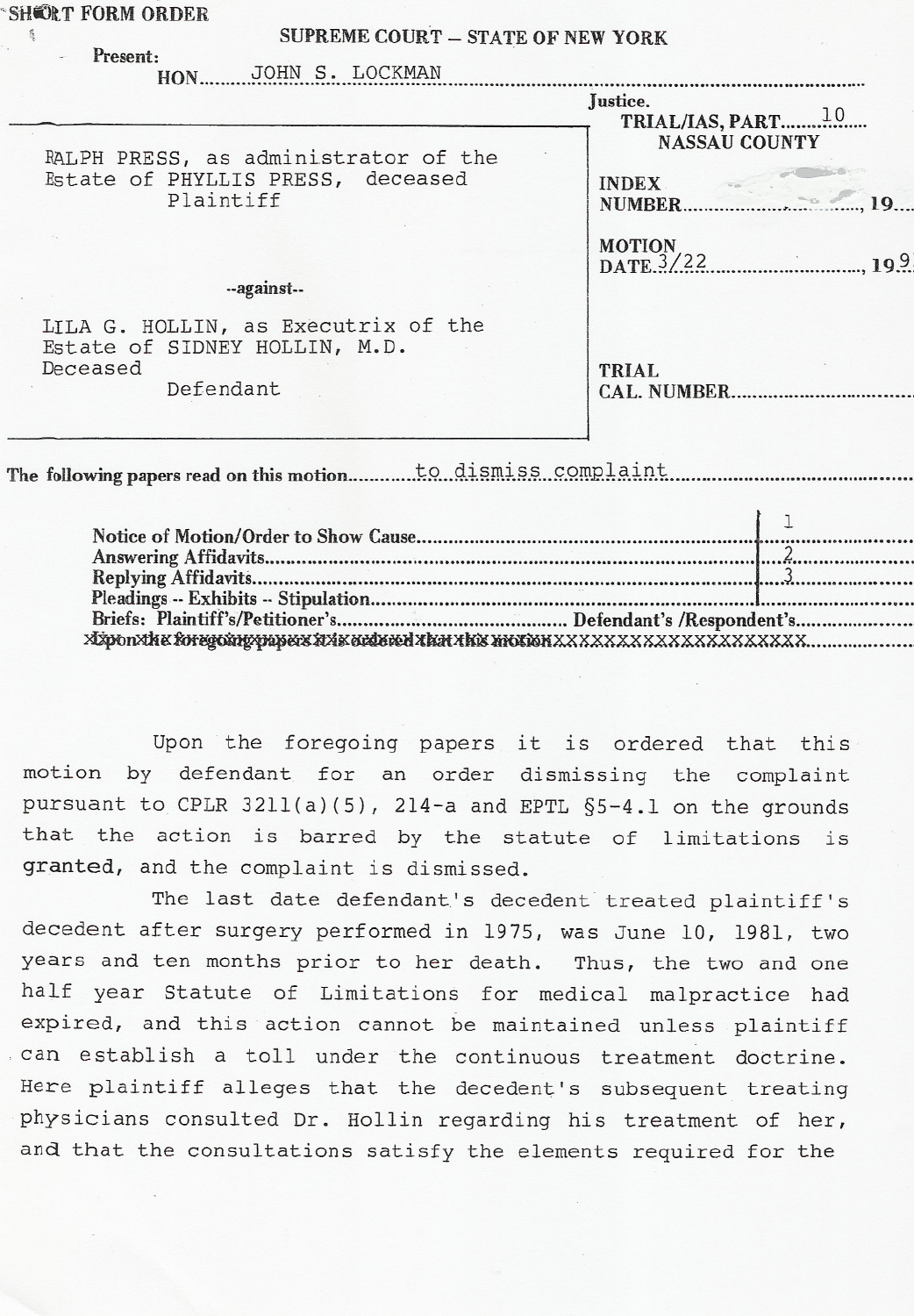SHORT FORM ORDER

SUPREME COURT – STATE OF NEW YORK

Present:

HON. JOHN S. LOCKMAN

Justice.

TRIAL/IAS, PART 10
NASSAU COUNTY

RALPH PRESS, as administrator of the Estate of PHYLLIS PRESS, deceased
Plaintiff

--against--

LILA G. HOLLIN, as Executrix of the Estate of SIDNEY HOLLIN, M.D. Deceased
Defendant

INDEX NUMBER ............, 19....

MOTION DATE 3/22, 199

TRIAL CAL. NUMBER ............

The following papers read on this motion to dismiss complaint

| | |
|---|---|
| Notice of Motion/Order to Show Cause | 1 |
| Answering Affidavits | 2 |
| Replying Affidavits | 3 |
| Pleadings -- Exhibits -- Stipulation | |
| Briefs: Plaintiff's/Petitioner's ............ Defendant's /Respondent's | |

~~Upon the foregoing papers it is ordered that this motion~~XXXXXXXXXXXXXXXXXXXX

Upon the foregoing papers it is ordered that this motion by defendant for an order dismissing the complaint pursuant to CPLR 3211(a)(5), 214-a and EPTL §5-4.1 on the grounds that the action is barred by the statute of limitations is granted, and the complaint is dismissed.

The last date defendant's decedent treated plaintiff's decedent after surgery performed in 1975, was June 10, 1981, two years and ten months prior to her death. Thus, the two and one half year Statute of Limitations for medical malpractice had expired, and this action cannot be maintained unless plaintiff can establish a toll under the continuous treatment doctrine. Here plaintiff alleges that the decedent's subsequent treating physicians consulted Dr. Hollin regarding his treatment of her, and that the consultations satisfy the elements required for the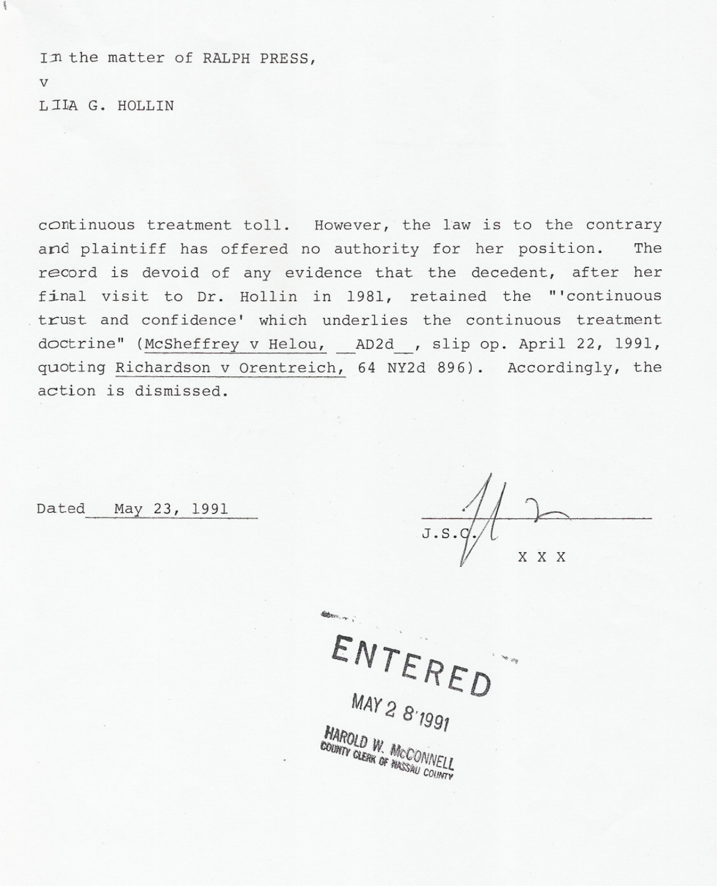In the matter of RALPH PRESS,

v

LILA G. HOLLIN

continuous treatment toll. However, the law is to the contrary and plaintiff has offered no authority for her position. The record is devoid of any evidence that the decedent, after her final visit to Dr. Hollin in 1981, retained the "'continuous trust and confidence' which underlies the continuous treatment doctrine" (McSheffrey v Helou, __AD2d__, slip op. April 22, 1991, quoting Richardson v Orentreich, 64 NY2d 896). Accordingly, the action is dismissed.

Dated May 23, 1991

J.S.C.

X X X

ENTERED

MAY 28 1991

HAROLD W. McCONNELL
COUNTY CLERK OF NASSAU COUNTY